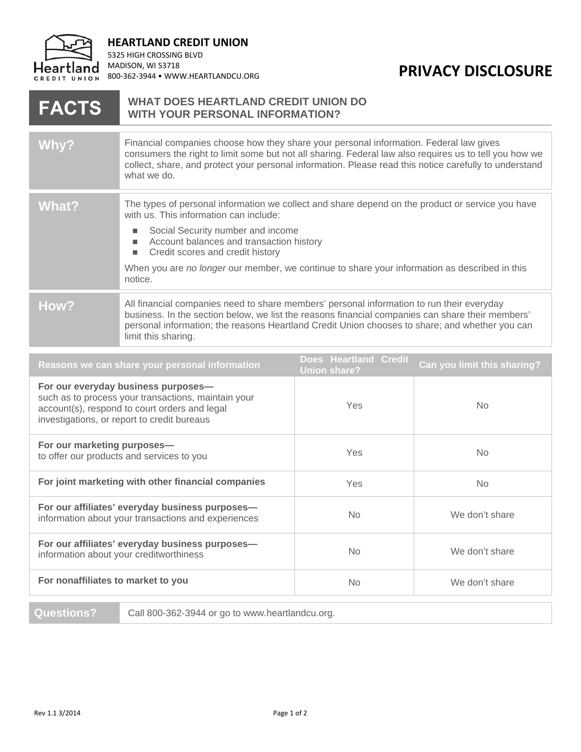**HEARTLAND CREDIT UNION**
5325 HIGH CROSSING BLVD
MADISON, WI 53718
800-362-3944 • WWW.HEARTLANDCU.ORG

# PRIVACY DISCLOSURE

## FACTS — WHAT DOES HEARTLAND CREDIT UNION DO WITH YOUR PERSONAL INFORMATION?

| | |
|---|---|
| **Why?** | Financial companies choose how they share your personal information. Federal law gives consumers the right to limit some but not all sharing. Federal law also requires us to tell you how we collect, share, and protect your personal information. Please read this notice carefully to understand what we do. |
| **What?** | The types of personal information we collect and share depend on the product or service you have with us. This information can include: <br>■ Social Security number and income <br>■ Account balances and transaction history <br>■ Credit scores and credit history <br>When you are *no longer* our member, we continue to share your information as described in this notice. |
| **How?** | All financial companies need to share members' personal information to run their everyday business. In the section below, we list the reasons financial companies can share their members' personal information; the reasons Heartland Credit Union chooses to share; and whether you can limit this sharing. |

| Reasons we can share your personal information | Does Heartland Credit Union share? | Can you limit this sharing? |
|---|---|---|
| **For our everyday business purposes—** such as to process your transactions, maintain your account(s), respond to court orders and legal investigations, or report to credit bureaus | Yes | No |
| **For our marketing purposes—** to offer our products and services to you | Yes | No |
| **For joint marketing with other financial companies** | Yes | No |
| **For our affiliates' everyday business purposes—** information about your transactions and experiences | No | We don't share |
| **For our affiliates' everyday business purposes—** information about your creditworthiness | No | We don't share |
| **For nonaffiliates to market to you** | No | We don't share |

| | |
|---|---|
| **Questions?** | Call 800-362-3944 or go to www.heartlandcu.org. |

Rev 1.1 3/2014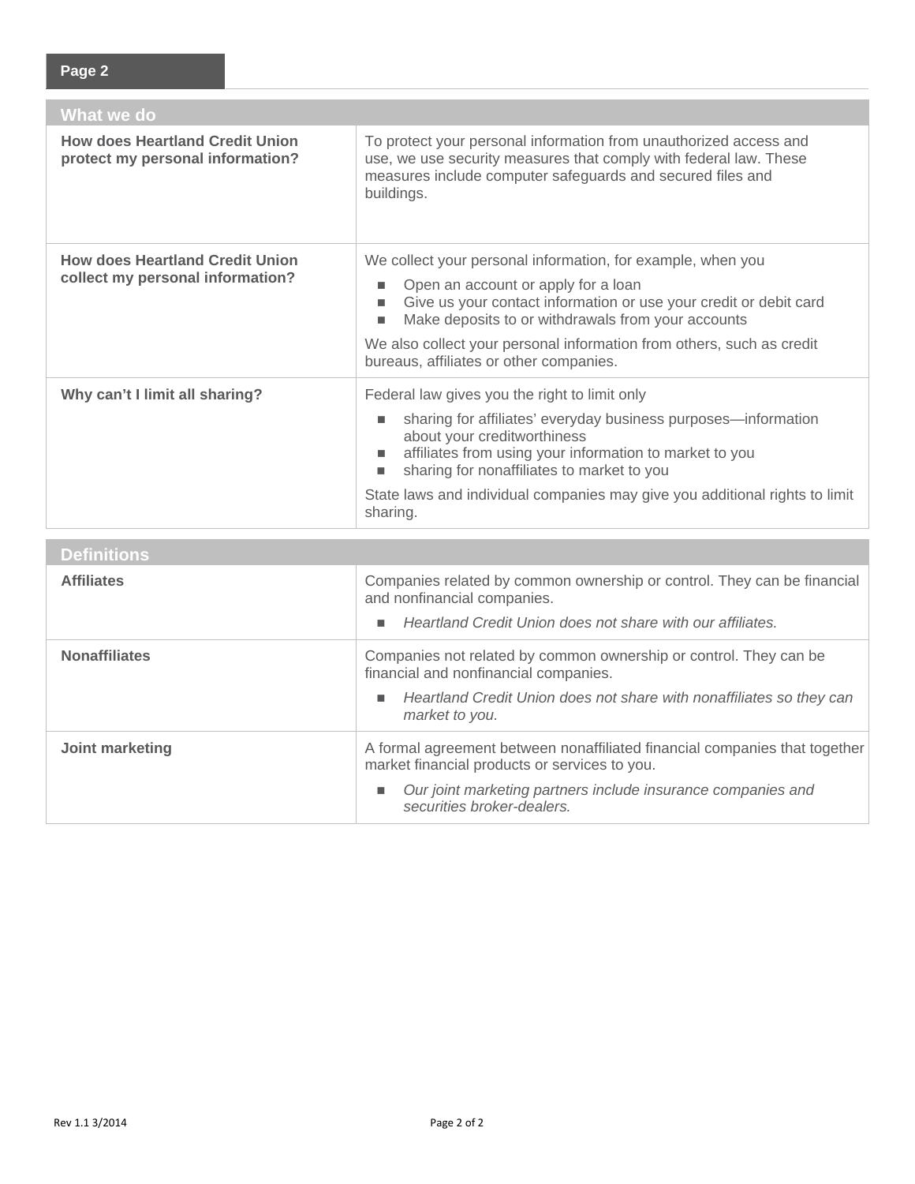## What we do

| | |
|---|---|
| **How does Heartland Credit Union protect my personal information?** | To protect your personal information from unauthorized access and use, we use security measures that comply with federal law. These measures include computer safeguards and secured files and buildings. |
| **How does Heartland Credit Union collect my personal information?** | We collect your personal information, for example, when you<br>■ Open an account or apply for a loan<br>■ Give us your contact information or use your credit or debit card<br>■ Make deposits to or withdrawals from your accounts<br>We also collect your personal information from others, such as credit bureaus, affiliates or other companies. |
| **Why can't I limit all sharing?** | Federal law gives you the right to limit only<br>■ sharing for affiliates' everyday business purposes—information about your creditworthiness<br>■ affiliates from using your information to market to you<br>■ sharing for nonaffiliates to market to you<br>State laws and individual companies may give you additional rights to limit sharing. |

## Definitions

| | |
|---|---|
| **Affiliates** | Companies related by common ownership or control. They can be financial and nonfinancial companies.<br>■ *Heartland Credit Union does not share with our affiliates.* |
| **Nonaffiliates** | Companies not related by common ownership or control. They can be financial and nonfinancial companies.<br>■ *Heartland Credit Union does not share with nonaffiliates so they can market to you.* |
| **Joint marketing** | A formal agreement between nonaffiliated financial companies that together market financial products or services to you.<br>■ *Our joint marketing partners include insurance companies and securities broker-dealers.* |

Rev 1.1 3/2014